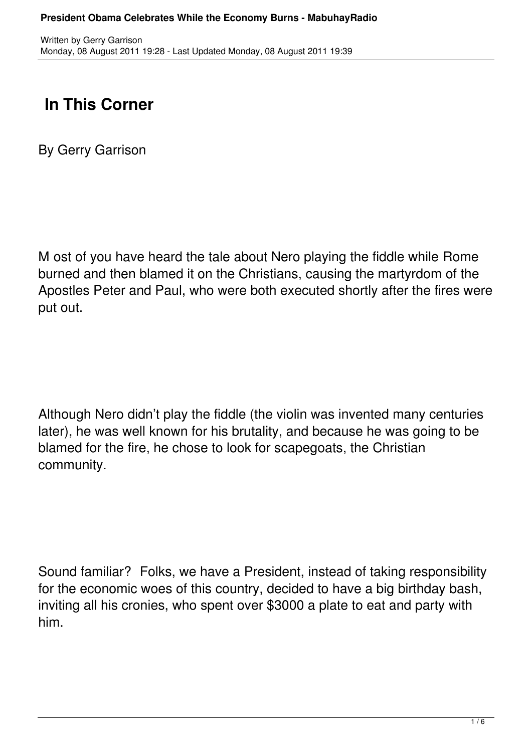# In This Corner

By Gerry Garrison

M ost of you have heard the tale about Nero playing the fiddle while Rome burned and then blamed it on the Christians, causing the martyrdom of the Apostles Peter and Paul, who were both executed shortly after the fires were put out.

Although Nero didn't play the fiddle (the violin was invented many centuries later), he was well known for his brutality, and because he was going to be blamed for the fire, he chose to look for scapegoats, the Christian community.

Sound familiar? Folks, we have a President, instead of taking responsibility for the economic woes of this country, decided to have a big birthday bash, inviting all his cronies, who spent over $3000 a plate to eat and party with him.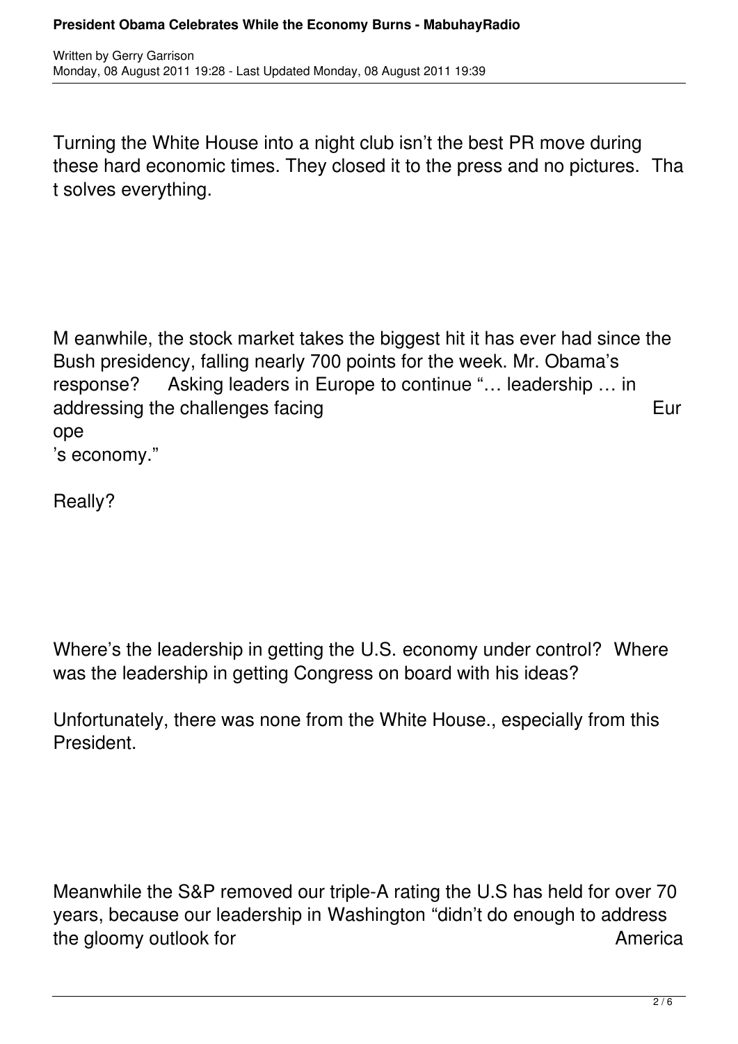Turning the White House into a night club isn't the best PR move during these hard economic times. They closed it to the press and no pictures. That solves everything.

Meanwhile, the stock market takes the biggest hit it has ever had since the Bush presidency, falling nearly 700 points for the week. Mr. Obama's response? Asking leaders in Europe to continue "… leadership … in addressing the challenges facing Europe's economy."

Really?

Where's the leadership in getting the U.S. economy under control? Where was the leadership in getting Congress on board with his ideas?

Unfortunately, there was none from the White House., especially from this President.

Meanwhile the S&P removed our triple-A rating the U.S has held for over 70 years, because our leadership in Washington "didn't do enough to address the gloomy outlook for America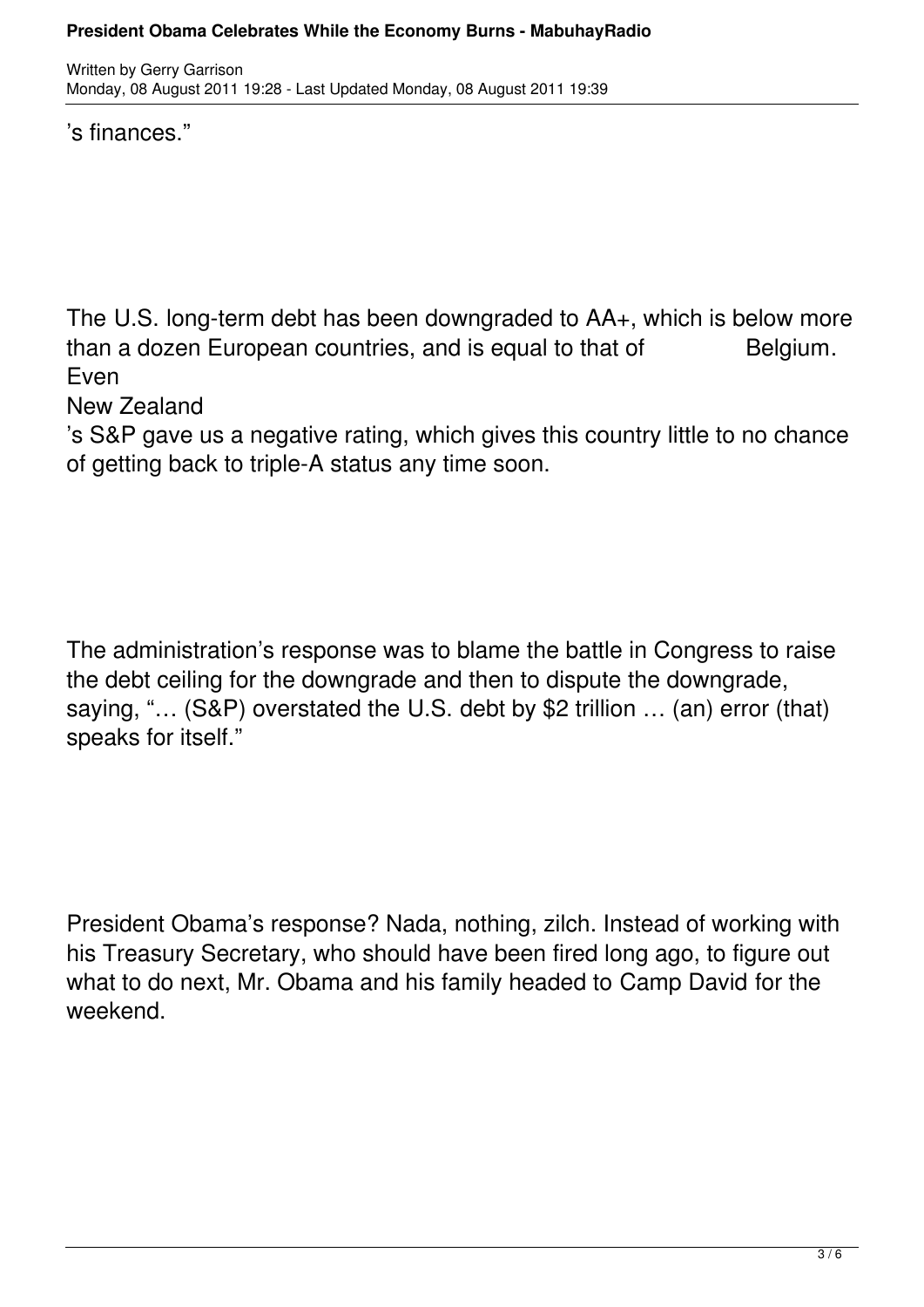's finances."

The U.S. long-term debt has been downgraded to AA+, which is below more than a dozen European countries, and is equal to that of Belgium. Even New Zealand's S&P gave us a negative rating, which gives this country little to no chance of getting back to triple-A status any time soon.

The administration's response was to blame the battle in Congress to raise the debt ceiling for the downgrade and then to dispute the downgrade, saying, "… (S&P) overstated the U.S. debt by $2 trillion … (an) error (that) speaks for itself."

President Obama's response? Nada, nothing, zilch. Instead of working with his Treasury Secretary, who should have been fired long ago, to figure out what to do next, Mr. Obama and his family headed to Camp David for the weekend.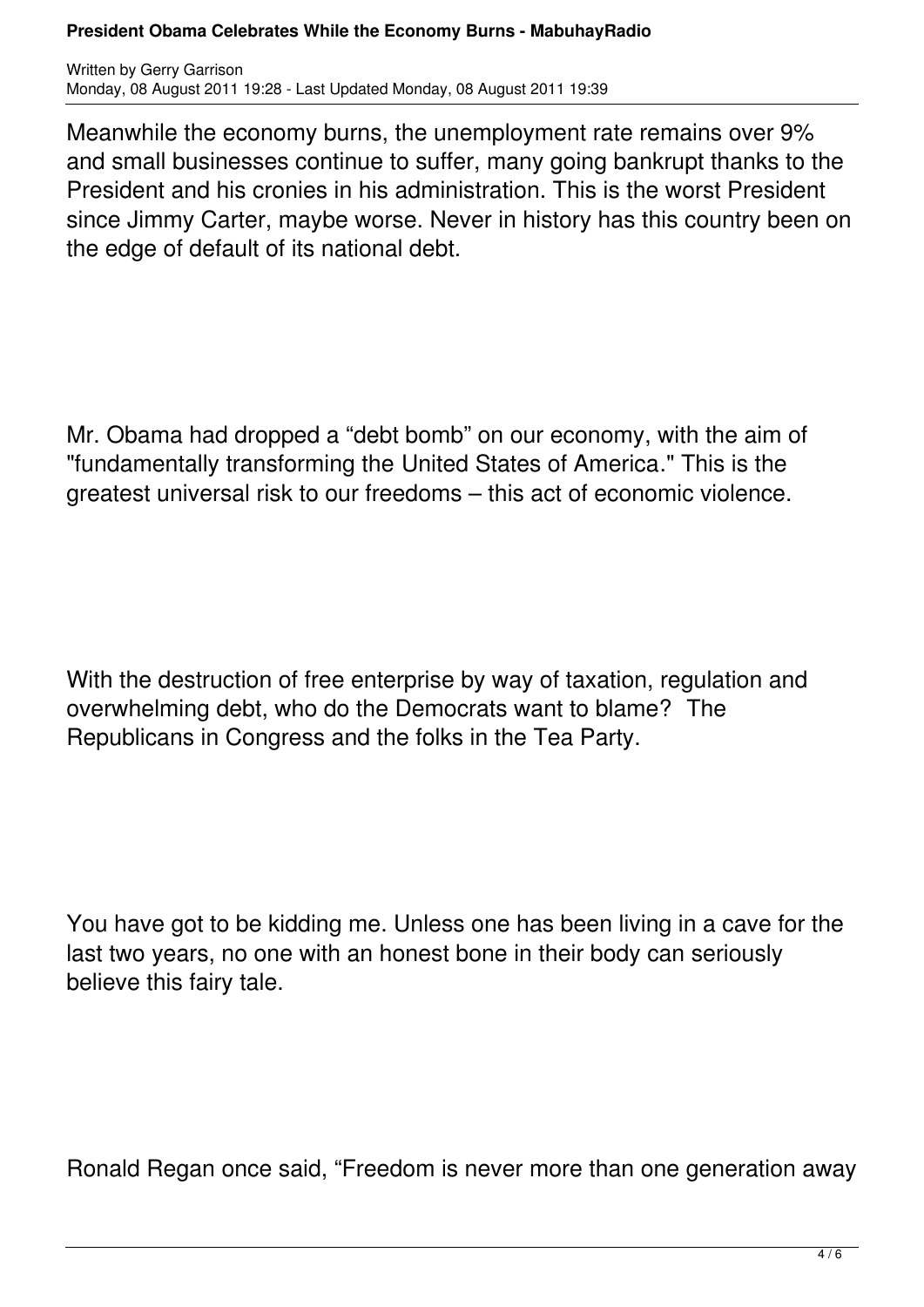Meanwhile the economy burns, the unemployment rate remains over 9% and small businesses continue to suffer, many going bankrupt thanks to the President and his cronies in his administration. This is the worst President since Jimmy Carter, maybe worse. Never in history has this country been on the edge of default of its national debt.

Mr. Obama had dropped a “debt bomb” on our economy, with the aim of "fundamentally transforming the United States of America." This is the greatest universal risk to our freedoms – this act of economic violence.

With the destruction of free enterprise by way of taxation, regulation and overwhelming debt, who do the Democrats want to blame? The Republicans in Congress and the folks in the Tea Party.

You have got to be kidding me. Unless one has been living in a cave for the last two years, no one with an honest bone in their body can seriously believe this fairy tale.

Ronald Regan once said, “Freedom is never more than one generation away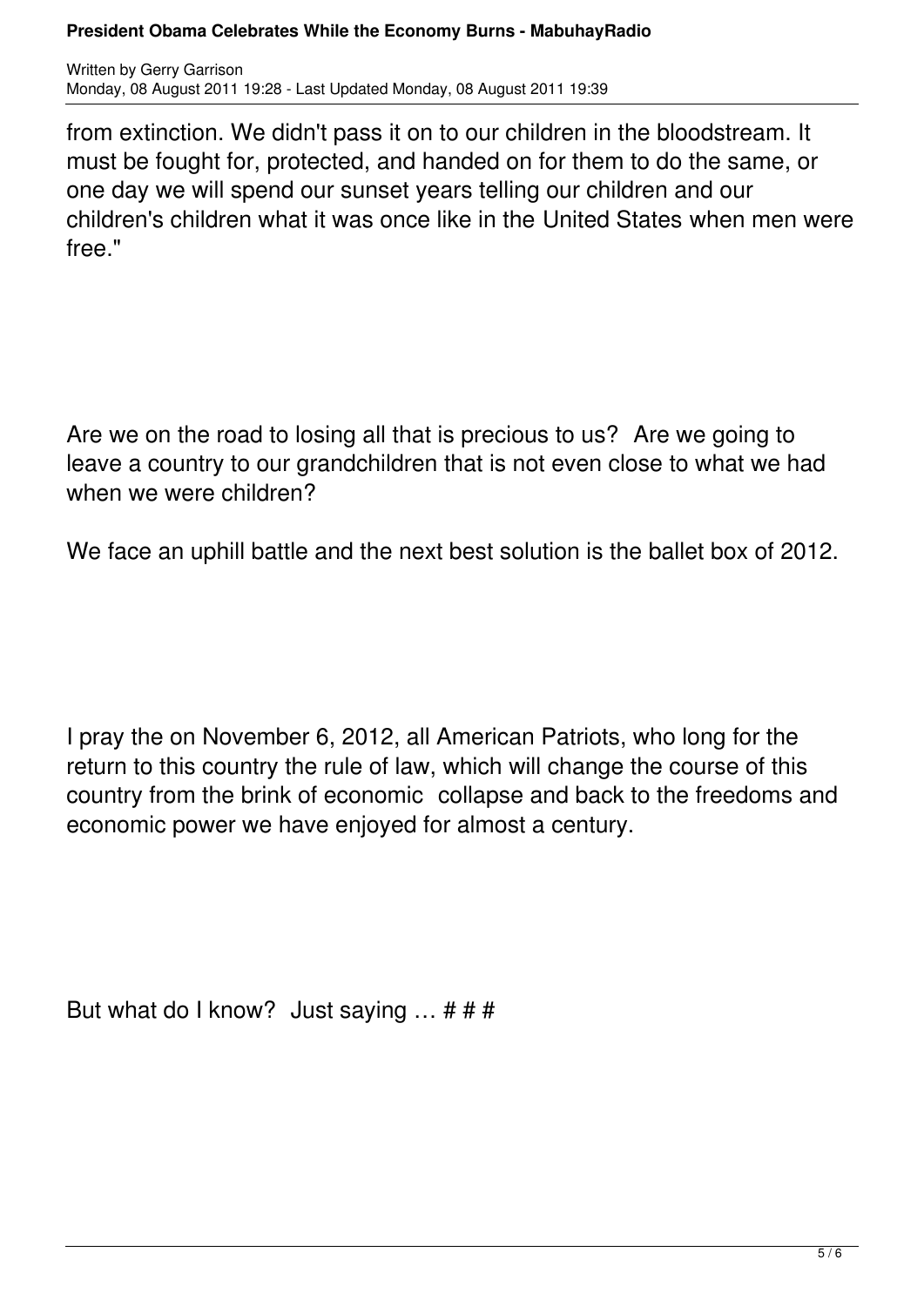from extinction. We didn't pass it on to our children in the bloodstream. It must be fought for, protected, and handed on for them to do the same, or one day we will spend our sunset years telling our children and our children's children what it was once like in the United States when men were free."

Are we on the road to losing all that is precious to us?  Are we going to leave a country to our grandchildren that is not even close to what we had when we were children?

We face an uphill battle and the next best solution is the ballet box of 2012.

I pray the on November 6, 2012, all American Patriots, who long for the return to this country the rule of law, which will change the course of this country from the brink of economic  collapse and back to the freedoms and economic power we have enjoyed for almost a century.

But what do I know?  Just saying … # # #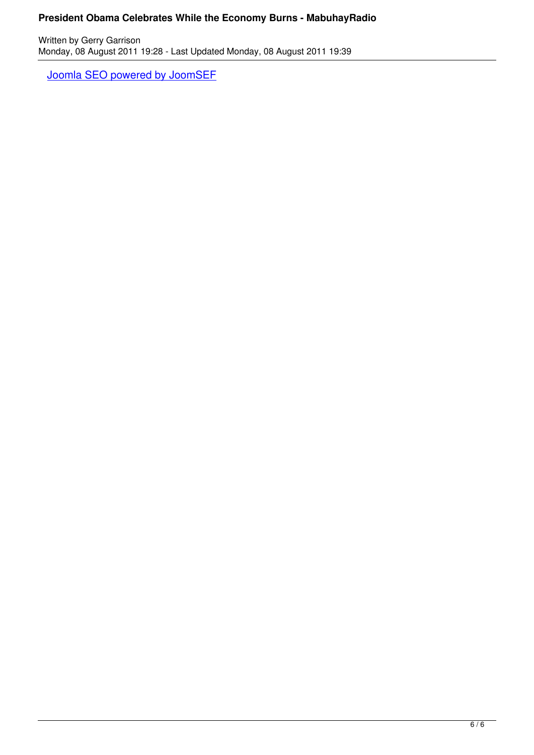Joomla SEO powered by JoomSEF